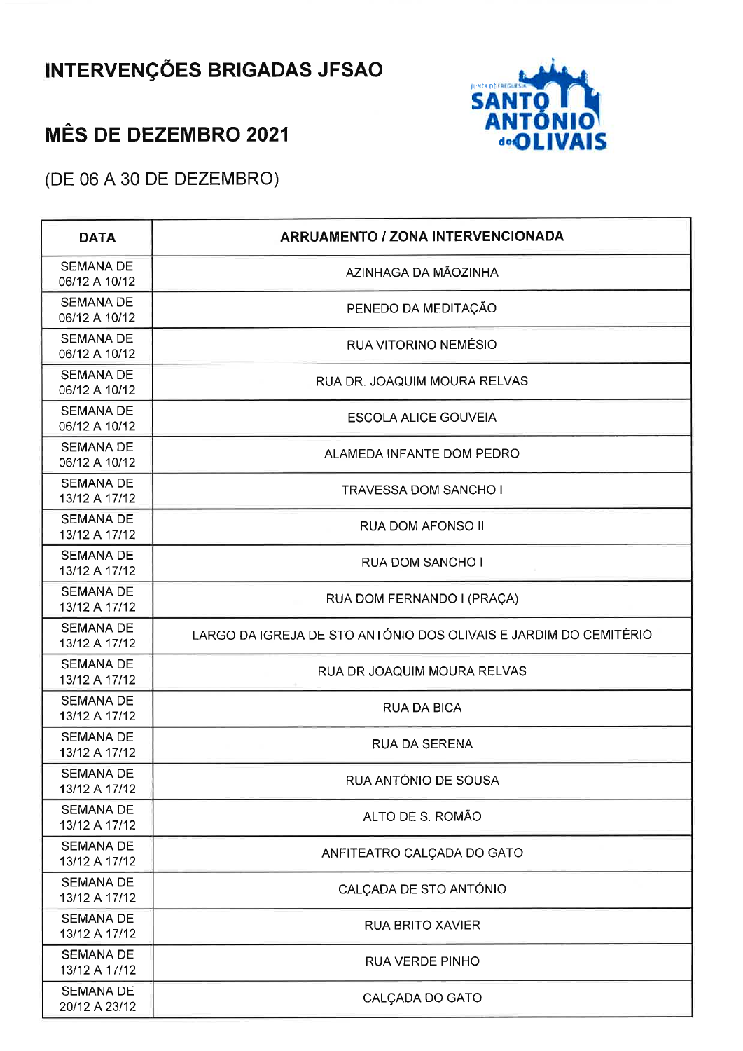# INTERVENÇÕES BRIGADAS JFSAO

## MÊS DE DEZEMBRO 2021

(DE 06 A 30 DE DEZEMBRO)

| DATA | ARRUAMENTO / ZONA INTERVENCIONADA |
|---|---|
| SEMANA DE 06/12 A 10/12 | AZINHAGA DA MÃOZINHA |
| SEMANA DE 06/12 A 10/12 | PENEDO DA MEDITAÇÃO |
| SEMANA DE 06/12 A 10/12 | RUA VITORINO NEMÉSIO |
| SEMANA DE 06/12 A 10/12 | RUA DR. JOAQUIM MOURA RELVAS |
| SEMANA DE 06/12 A 10/12 | ESCOLA ALICE GOUVEIA |
| SEMANA DE 06/12 A 10/12 | ALAMEDA INFANTE DOM PEDRO |
| SEMANA DE 13/12 A 17/12 | TRAVESSA DOM SANCHO I |
| SEMANA DE 13/12 A 17/12 | RUA DOM AFONSO II |
| SEMANA DE 13/12 A 17/12 | RUA DOM SANCHO I |
| SEMANA DE 13/12 A 17/12 | RUA DOM FERNANDO I (PRAÇA) |
| SEMANA DE 13/12 A 17/12 | LARGO DA IGREJA DE STO ANTÓNIO DOS OLIVAIS E JARDIM DO CEMITÉRIO |
| SEMANA DE 13/12 A 17/12 | RUA DR JOAQUIM MOURA RELVAS |
| SEMANA DE 13/12 A 17/12 | RUA DA BICA |
| SEMANA DE 13/12 A 17/12 | RUA DA SERENA |
| SEMANA DE 13/12 A 17/12 | RUA ANTÓNIO DE SOUSA |
| SEMANA DE 13/12 A 17/12 | ALTO DE S. ROMÃO |
| SEMANA DE 13/12 A 17/12 | ANFITEATRO CALÇADA DO GATO |
| SEMANA DE 13/12 A 17/12 | CALÇADA DE STO ANTÓNIO |
| SEMANA DE 13/12 A 17/12 | RUA BRITO XAVIER |
| SEMANA DE 13/12 A 17/12 | RUA VERDE PINHO |
| SEMANA DE 20/12 A 23/12 | CALÇADA DO GATO |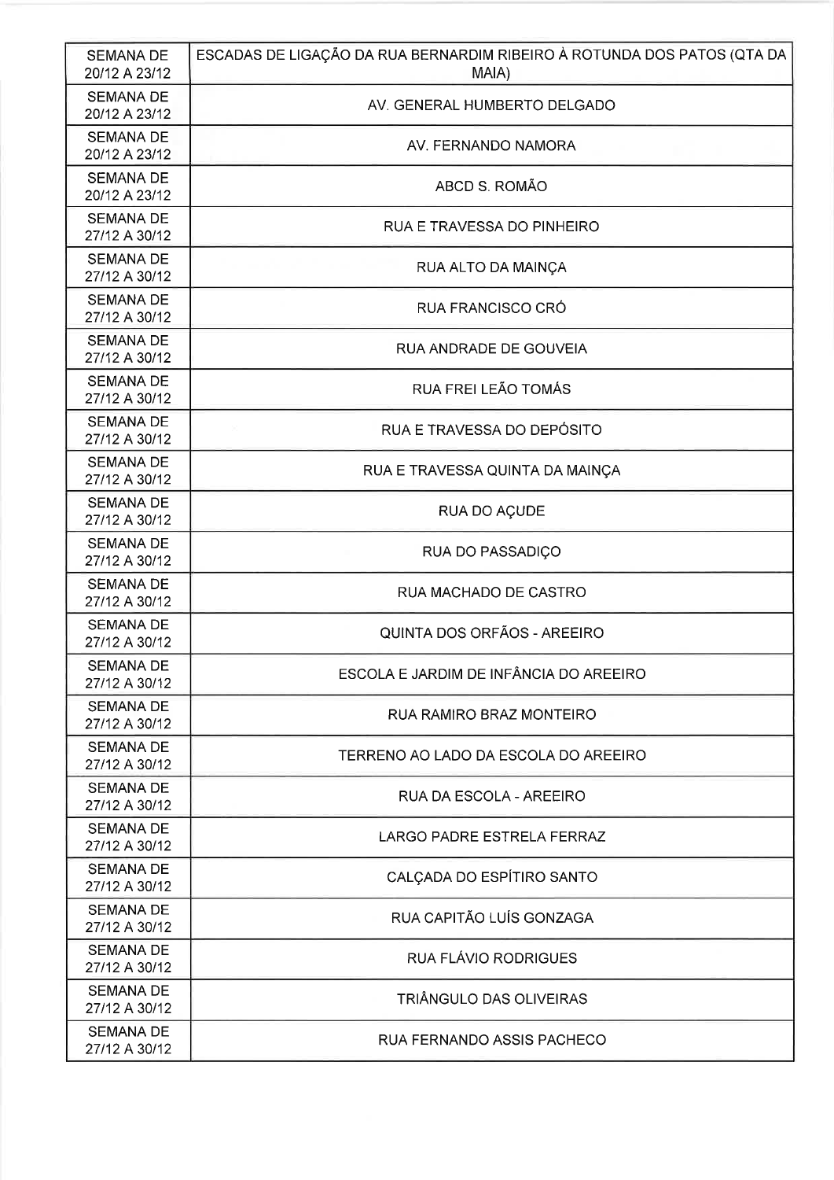| | |
|---|---|
| SEMANA DE 20/12 A 23/12 | ESCADAS DE LIGAÇÃO DA RUA BERNARDIM RIBEIRO À ROTUNDA DOS PATOS (QTA DA MAIA) |
| SEMANA DE 20/12 A 23/12 | AV. GENERAL HUMBERTO DELGADO |
| SEMANA DE 20/12 A 23/12 | AV. FERNANDO NAMORA |
| SEMANA DE 20/12 A 23/12 | ABCD S. ROMÃO |
| SEMANA DE 27/12 A 30/12 | RUA E TRAVESSA DO PINHEIRO |
| SEMANA DE 27/12 A 30/12 | RUA ALTO DA MAINÇA |
| SEMANA DE 27/12 A 30/12 | RUA FRANCISCO CRÓ |
| SEMANA DE 27/12 A 30/12 | RUA ANDRADE DE GOUVEIA |
| SEMANA DE 27/12 A 30/12 | RUA FREI LEÃO TOMÁS |
| SEMANA DE 27/12 A 30/12 | RUA E TRAVESSA DO DEPÓSITO |
| SEMANA DE 27/12 A 30/12 | RUA E TRAVESSA QUINTA DA MAINÇA |
| SEMANA DE 27/12 A 30/12 | RUA DO AÇUDE |
| SEMANA DE 27/12 A 30/12 | RUA DO PASSADIÇO |
| SEMANA DE 27/12 A 30/12 | RUA MACHADO DE CASTRO |
| SEMANA DE 27/12 A 30/12 | QUINTA DOS ORFÃOS - AREEIRO |
| SEMANA DE 27/12 A 30/12 | ESCOLA E JARDIM DE INFÂNCIA DO AREEIRO |
| SEMANA DE 27/12 A 30/12 | RUA RAMIRO BRAZ MONTEIRO |
| SEMANA DE 27/12 A 30/12 | TERRENO AO LADO DA ESCOLA DO AREEIRO |
| SEMANA DE 27/12 A 30/12 | RUA DA ESCOLA - AREEIRO |
| SEMANA DE 27/12 A 30/12 | LARGO PADRE ESTRELA FERRAZ |
| SEMANA DE 27/12 A 30/12 | CALÇADA DO ESPÍTIRO SANTO |
| SEMANA DE 27/12 A 30/12 | RUA CAPITÃO LUÍS GONZAGA |
| SEMANA DE 27/12 A 30/12 | RUA FLÁVIO RODRIGUES |
| SEMANA DE 27/12 A 30/12 | TRIÂNGULO DAS OLIVEIRAS |
| SEMANA DE 27/12 A 30/12 | RUA FERNANDO ASSIS PACHECO |